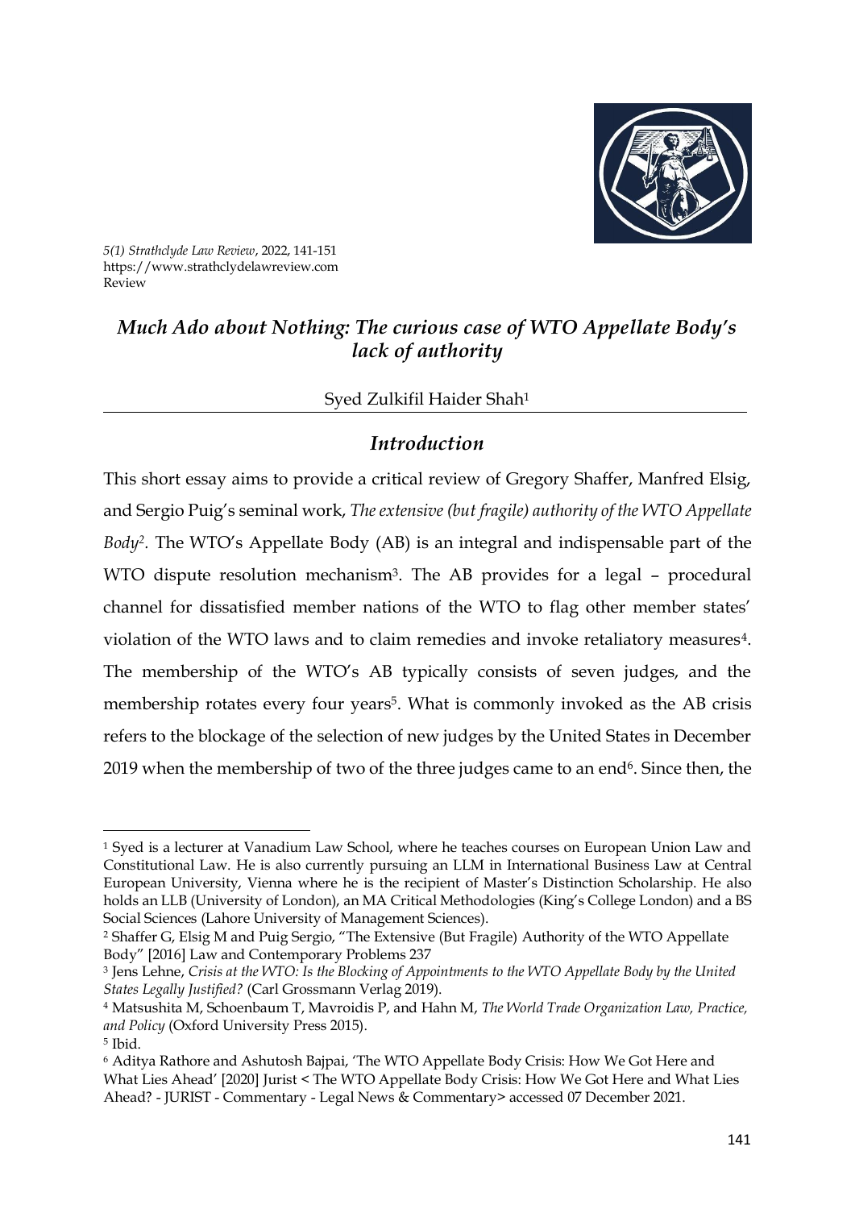*5(1) Strathclyde Law Review*, 2022, 141-151
https://www.strathclydelawreview.com
Review

# *Much Ado about Nothing: The curious case of WTO Appellate Body's lack of authority*

Syed Zulkifil Haider Shah[1]

## *Introduction*

This short essay aims to provide a critical review of Gregory Shaffer, Manfred Elsig, and Sergio Puig's seminal work, *The extensive (but fragile) authority of the WTO Appellate Body*[2]. The WTO's Appellate Body (AB) is an integral and indispensable part of the WTO dispute resolution mechanism[3]. The AB provides for a legal – procedural channel for dissatisfied member nations of the WTO to flag other member states' violation of the WTO laws and to claim remedies and invoke retaliatory measures[4]. The membership of the WTO's AB typically consists of seven judges, and the membership rotates every four years[5]. What is commonly invoked as the AB crisis refers to the blockage of the selection of new judges by the United States in December 2019 when the membership of two of the three judges came to an end[6]. Since then, the

---

[1] Syed is a lecturer at Vanadium Law School, where he teaches courses on European Union Law and Constitutional Law. He is also currently pursuing an LLM in International Business Law at Central European University, Vienna where he is the recipient of Master's Distinction Scholarship. He also holds an LLB (University of London), an MA Critical Methodologies (King's College London) and a BS Social Sciences (Lahore University of Management Sciences).

[2] Shaffer G, Elsig M and Puig Sergio, "The Extensive (But Fragile) Authority of the WTO Appellate Body" [2016] Law and Contemporary Problems 237

[3] Jens Lehne, *Crisis at the WTO: Is the Blocking of Appointments to the WTO Appellate Body by the United States Legally Justified?* (Carl Grossmann Verlag 2019).

[4] Matsushita M, Schoenbaum T, Mavroidis P, and Hahn M, *The World Trade Organization Law, Practice, and Policy* (Oxford University Press 2015).

[5] Ibid.

[6] Aditya Rathore and Ashutosh Bajpai, 'The WTO Appellate Body Crisis: How We Got Here and What Lies Ahead' [2020] Jurist < The WTO Appellate Body Crisis: How We Got Here and What Lies Ahead? - JURIST - Commentary - Legal News & Commentary> accessed 07 December 2021.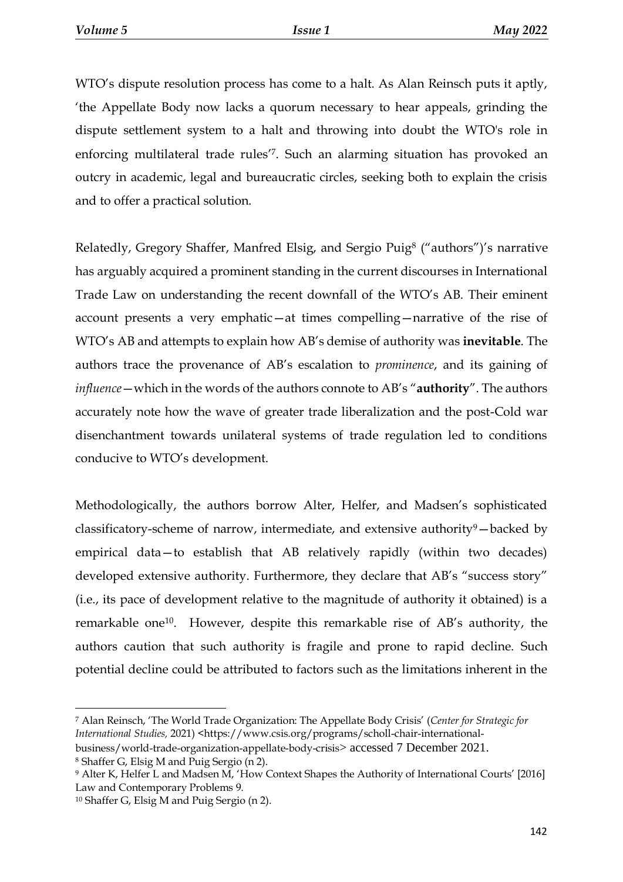WTO's dispute resolution process has come to a halt. As Alan Reinsch puts it aptly, 'the Appellate Body now lacks a quorum necessary to hear appeals, grinding the dispute settlement system to a halt and throwing into doubt the WTO's role in enforcing multilateral trade rules'[7]. Such an alarming situation has provoked an outcry in academic, legal and bureaucratic circles, seeking both to explain the crisis and to offer a practical solution.

Relatedly, Gregory Shaffer, Manfred Elsig, and Sergio Puig[8] ("authors")'s narrative has arguably acquired a prominent standing in the current discourses in International Trade Law on understanding the recent downfall of the WTO's AB. Their eminent account presents a very emphatic—at times compelling—narrative of the rise of WTO's AB and attempts to explain how AB's demise of authority was **inevitable**. The authors trace the provenance of AB's escalation to *prominence*, and its gaining of *influence*—which in the words of the authors connote to AB's "**authority**". The authors accurately note how the wave of greater trade liberalization and the post-Cold war disenchantment towards unilateral systems of trade regulation led to conditions conducive to WTO's development.

Methodologically, the authors borrow Alter, Helfer, and Madsen's sophisticated classificatory-scheme of narrow, intermediate, and extensive authority[9]—backed by empirical data—to establish that AB relatively rapidly (within two decades) developed extensive authority. Furthermore, they declare that AB's "success story" (i.e., its pace of development relative to the magnitude of authority it obtained) is a remarkable one[10]. However, despite this remarkable rise of AB's authority, the authors caution that such authority is fragile and prone to rapid decline. Such potential decline could be attributed to factors such as the limitations inherent in the

---

[7] Alan Reinsch, 'The World Trade Organization: The Appellate Body Crisis' (*Center for Strategic for International Studies,* 2021) <https://www.csis.org/programs/scholl-chair-international-business/world-trade-organization-appellate-body-crisis> accessed 7 December 2021.

[8] Shaffer G, Elsig M and Puig Sergio (n 2).

[9] Alter K, Helfer L and Madsen M, 'How Context Shapes the Authority of International Courts' [2016] Law and Contemporary Problems 9.

[10] Shaffer G, Elsig M and Puig Sergio (n 2).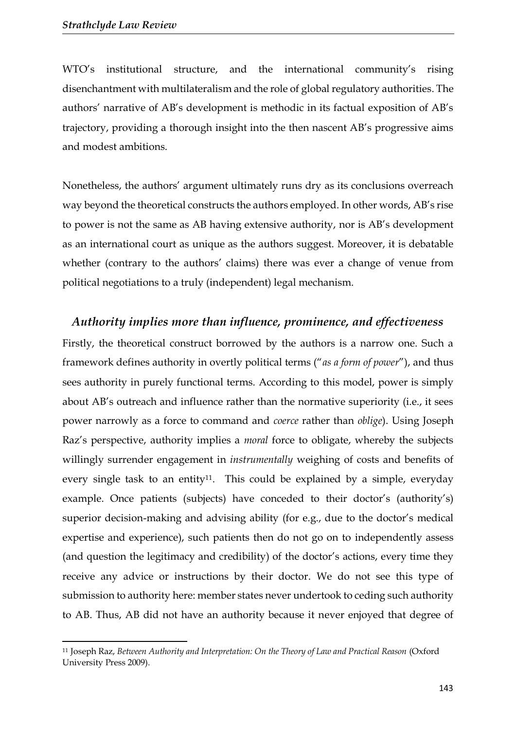WTO's institutional structure, and the international community's rising disenchantment with multilateralism and the role of global regulatory authorities. The authors' narrative of AB's development is methodic in its factual exposition of AB's trajectory, providing a thorough insight into the then nascent AB's progressive aims and modest ambitions.

Nonetheless, the authors' argument ultimately runs dry as its conclusions overreach way beyond the theoretical constructs the authors employed. In other words, AB's rise to power is not the same as AB having extensive authority, nor is AB's development as an international court as unique as the authors suggest. Moreover, it is debatable whether (contrary to the authors' claims) there was ever a change of venue from political negotiations to a truly (independent) legal mechanism.

### *Authority implies more than influence, prominence, and effectiveness*

Firstly, the theoretical construct borrowed by the authors is a narrow one. Such a framework defines authority in overtly political terms ("*as a form of power*"), and thus sees authority in purely functional terms. According to this model, power is simply about AB's outreach and influence rather than the normative superiority (i.e., it sees power narrowly as a force to command and *coerce* rather than *oblige*). Using Joseph Raz's perspective, authority implies a *moral* force to obligate, whereby the subjects willingly surrender engagement in *instrumentally* weighing of costs and benefits of every single task to an entity[11]. This could be explained by a simple, everyday example. Once patients (subjects) have conceded to their doctor's (authority's) superior decision-making and advising ability (for e.g., due to the doctor's medical expertise and experience), such patients then do not go on to independently assess (and question the legitimacy and credibility) of the doctor's actions, every time they receive any advice or instructions by their doctor. We do not see this type of submission to authority here: member states never undertook to ceding such authority to AB. Thus, AB did not have an authority because it never enjoyed that degree of

---

[11] Joseph Raz, *Between Authority and Interpretation: On the Theory of Law and Practical Reason* (Oxford University Press 2009).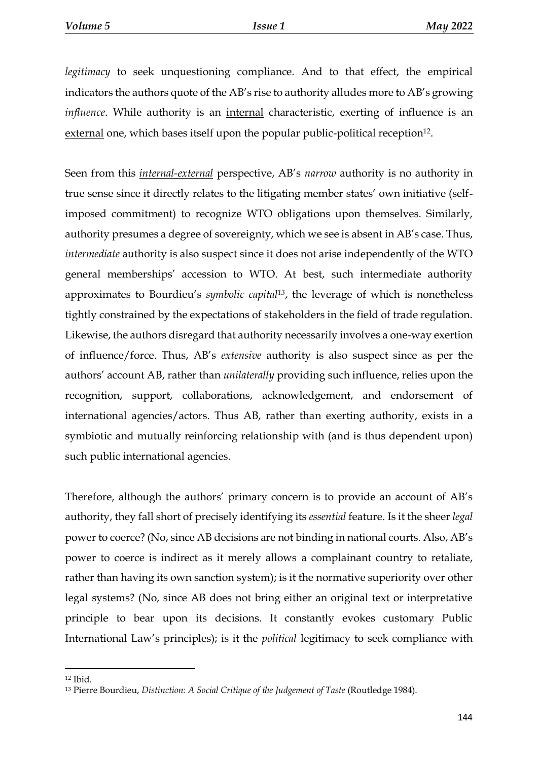*legitimacy* to seek unquestioning compliance. And to that effect, the empirical indicators the authors quote of the AB's rise to authority alludes more to AB's growing *influence*. While authority is an <u>internal</u> characteristic, exerting of influence is an <u>external</u> one, which bases itself upon the popular public-political reception[12].

Seen from this <u>*internal-external*</u> perspective, AB's *narrow* authority is no authority in true sense since it directly relates to the litigating member states' own initiative (self-imposed commitment) to recognize WTO obligations upon themselves. Similarly, authority presumes a degree of sovereignty, which we see is absent in AB's case. Thus, *intermediate* authority is also suspect since it does not arise independently of the WTO general memberships' accession to WTO. At best, such intermediate authority approximates to Bourdieu's *symbolic capital*[13], the leverage of which is nonetheless tightly constrained by the expectations of stakeholders in the field of trade regulation. Likewise, the authors disregard that authority necessarily involves a one-way exertion of influence/force. Thus, AB's *extensive* authority is also suspect since as per the authors' account AB, rather than *unilaterally* providing such influence, relies upon the recognition, support, collaborations, acknowledgement, and endorsement of international agencies/actors. Thus AB, rather than exerting authority, exists in a symbiotic and mutually reinforcing relationship with (and is thus dependent upon) such public international agencies.

Therefore, although the authors' primary concern is to provide an account of AB's authority, they fall short of precisely identifying its *essential* feature. Is it the sheer *legal* power to coerce? (No, since AB decisions are not binding in national courts. Also, AB's power to coerce is indirect as it merely allows a complainant country to retaliate, rather than having its own sanction system); is it the normative superiority over other legal systems? (No, since AB does not bring either an original text or interpretative principle to bear upon its decisions. It constantly evokes customary Public International Law's principles); is it the *political* legitimacy to seek compliance with

---

[12] Ibid.

[13] Pierre Bourdieu, *Distinction: A Social Critique of the Judgement of Taste* (Routledge 1984).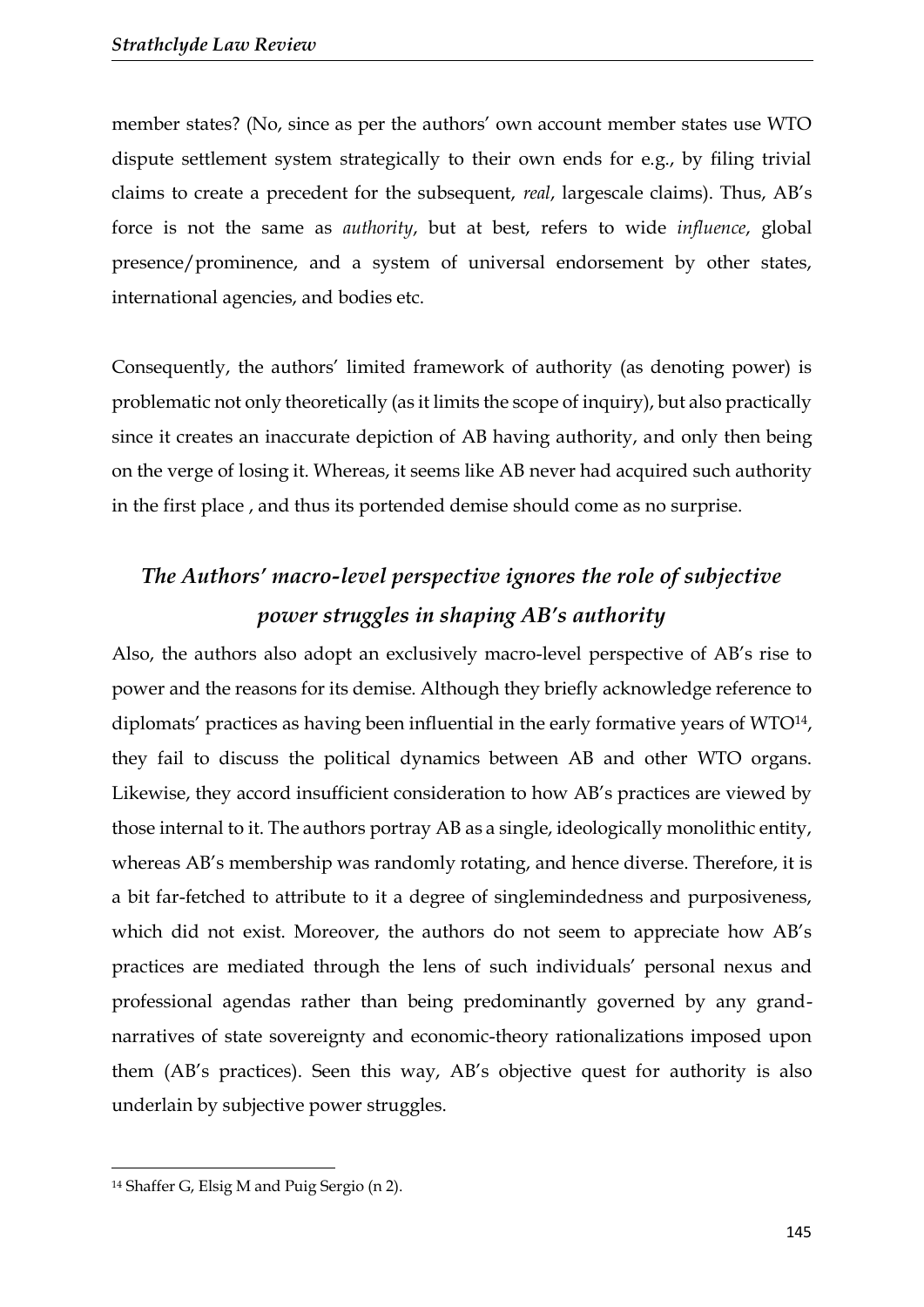member states? (No, since as per the authors' own account member states use WTO dispute settlement system strategically to their own ends for e.g., by filing trivial claims to create a precedent for the subsequent, *real*, largescale claims). Thus, AB's force is not the same as *authority*, but at best, refers to wide *influence*, global presence/prominence, and a system of universal endorsement by other states, international agencies, and bodies etc.

Consequently, the authors' limited framework of authority (as denoting power) is problematic not only theoretically (as it limits the scope of inquiry), but also practically since it creates an inaccurate depiction of AB having authority, and only then being on the verge of losing it. Whereas, it seems like AB never had acquired such authority in the first place , and thus its portended demise should come as no surprise.

## *The Authors' macro-level perspective ignores the role of subjective power struggles in shaping AB's authority*

Also, the authors also adopt an exclusively macro-level perspective of AB's rise to power and the reasons for its demise. Although they briefly acknowledge reference to diplomats' practices as having been influential in the early formative years of WTO[14], they fail to discuss the political dynamics between AB and other WTO organs. Likewise, they accord insufficient consideration to how AB's practices are viewed by those internal to it. The authors portray AB as a single, ideologically monolithic entity, whereas AB's membership was randomly rotating, and hence diverse. Therefore, it is a bit far-fetched to attribute to it a degree of singlemindedness and purposiveness, which did not exist. Moreover, the authors do not seem to appreciate how AB's practices are mediated through the lens of such individuals' personal nexus and professional agendas rather than being predominantly governed by any grand-narratives of state sovereignty and economic-theory rationalizations imposed upon them (AB's practices). Seen this way, AB's objective quest for authority is also underlain by subjective power struggles.

---

[14] Shaffer G, Elsig M and Puig Sergio (n 2).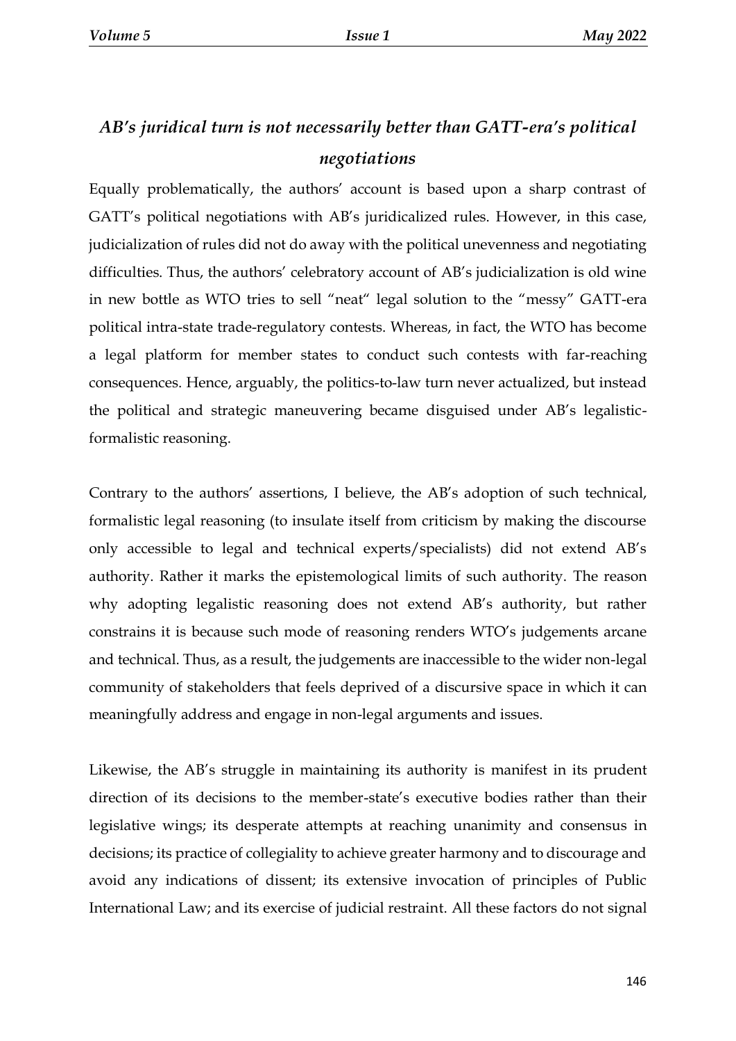## *AB's juridical turn is not necessarily better than GATT-era's political negotiations*

Equally problematically, the authors' account is based upon a sharp contrast of GATT's political negotiations with AB's juridicalized rules. However, in this case, judicialization of rules did not do away with the political unevenness and negotiating difficulties. Thus, the authors' celebratory account of AB's judicialization is old wine in new bottle as WTO tries to sell "neat" legal solution to the "messy" GATT-era political intra-state trade-regulatory contests. Whereas, in fact, the WTO has become a legal platform for member states to conduct such contests with far-reaching consequences. Hence, arguably, the politics-to-law turn never actualized, but instead the political and strategic maneuvering became disguised under AB's legalistic-formalistic reasoning.

Contrary to the authors' assertions, I believe, the AB's adoption of such technical, formalistic legal reasoning (to insulate itself from criticism by making the discourse only accessible to legal and technical experts/specialists) did not extend AB's authority. Rather it marks the epistemological limits of such authority. The reason why adopting legalistic reasoning does not extend AB's authority, but rather constrains it is because such mode of reasoning renders WTO's judgements arcane and technical. Thus, as a result, the judgements are inaccessible to the wider non-legal community of stakeholders that feels deprived of a discursive space in which it can meaningfully address and engage in non-legal arguments and issues.

Likewise, the AB's struggle in maintaining its authority is manifest in its prudent direction of its decisions to the member-state's executive bodies rather than their legislative wings; its desperate attempts at reaching unanimity and consensus in decisions; its practice of collegiality to achieve greater harmony and to discourage and avoid any indications of dissent; its extensive invocation of principles of Public International Law; and its exercise of judicial restraint. All these factors do not signal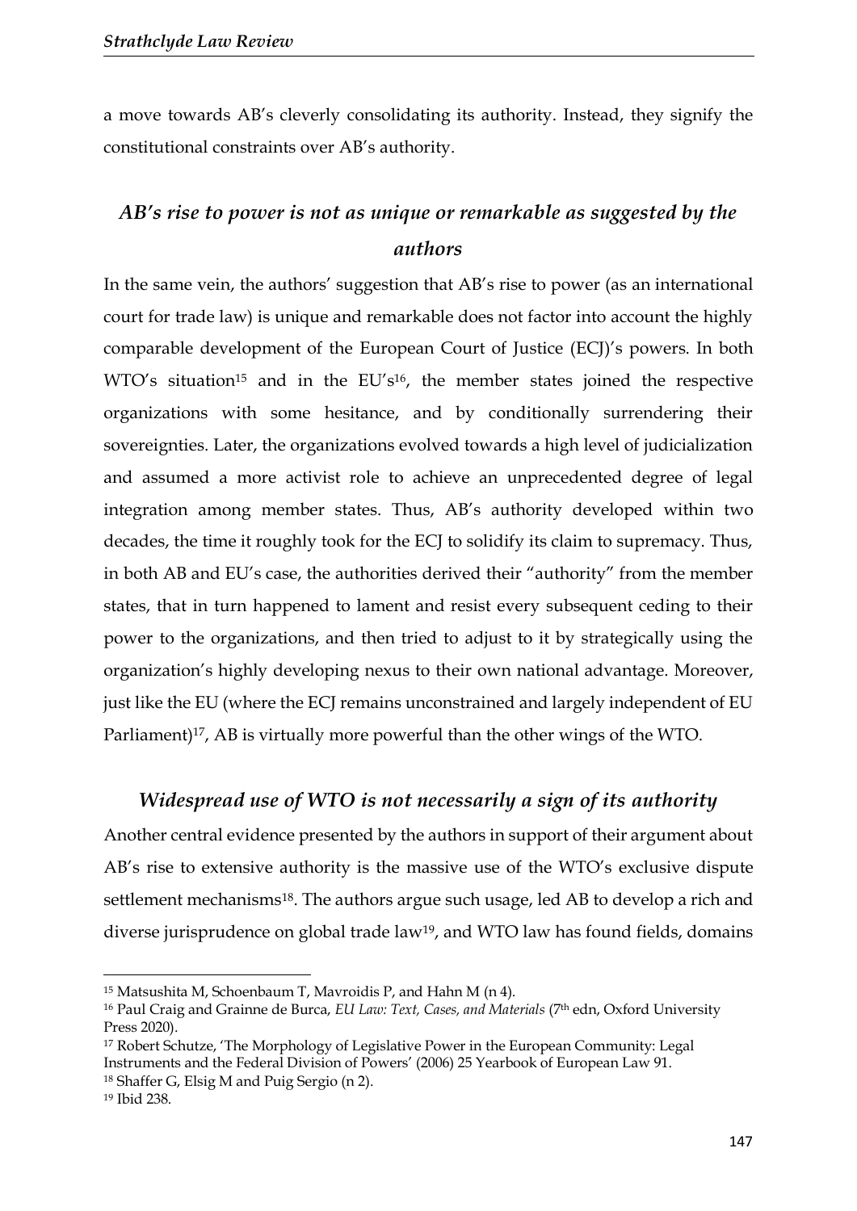a move towards AB's cleverly consolidating its authority. Instead, they signify the constitutional constraints over AB's authority.

### *AB's rise to power is not as unique or remarkable as suggested by the authors*

In the same vein, the authors' suggestion that AB's rise to power (as an international court for trade law) is unique and remarkable does not factor into account the highly comparable development of the European Court of Justice (ECJ)'s powers. In both WTO's situation[15] and in the EU's[16], the member states joined the respective organizations with some hesitance, and by conditionally surrendering their sovereignties. Later, the organizations evolved towards a high level of judicialization and assumed a more activist role to achieve an unprecedented degree of legal integration among member states. Thus, AB's authority developed within two decades, the time it roughly took for the ECJ to solidify its claim to supremacy. Thus, in both AB and EU's case, the authorities derived their "authority" from the member states, that in turn happened to lament and resist every subsequent ceding to their power to the organizations, and then tried to adjust to it by strategically using the organization's highly developing nexus to their own national advantage. Moreover, just like the EU (where the ECJ remains unconstrained and largely independent of EU Parliament)[17], AB is virtually more powerful than the other wings of the WTO.

### *Widespread use of WTO is not necessarily a sign of its authority*

Another central evidence presented by the authors in support of their argument about AB's rise to extensive authority is the massive use of the WTO's exclusive dispute settlement mechanisms[18]. The authors argue such usage, led AB to develop a rich and diverse jurisprudence on global trade law[19], and WTO law has found fields, domains

---

[15] Matsushita M, Schoenbaum T, Mavroidis P, and Hahn M (n 4).

[16] Paul Craig and Grainne de Burca, *EU Law: Text, Cases, and Materials* (7th edn, Oxford University Press 2020).

[17] Robert Schutze, 'The Morphology of Legislative Power in the European Community: Legal Instruments and the Federal Division of Powers' (2006) 25 Yearbook of European Law 91.

[18] Shaffer G, Elsig M and Puig Sergio (n 2).

[19] Ibid 238.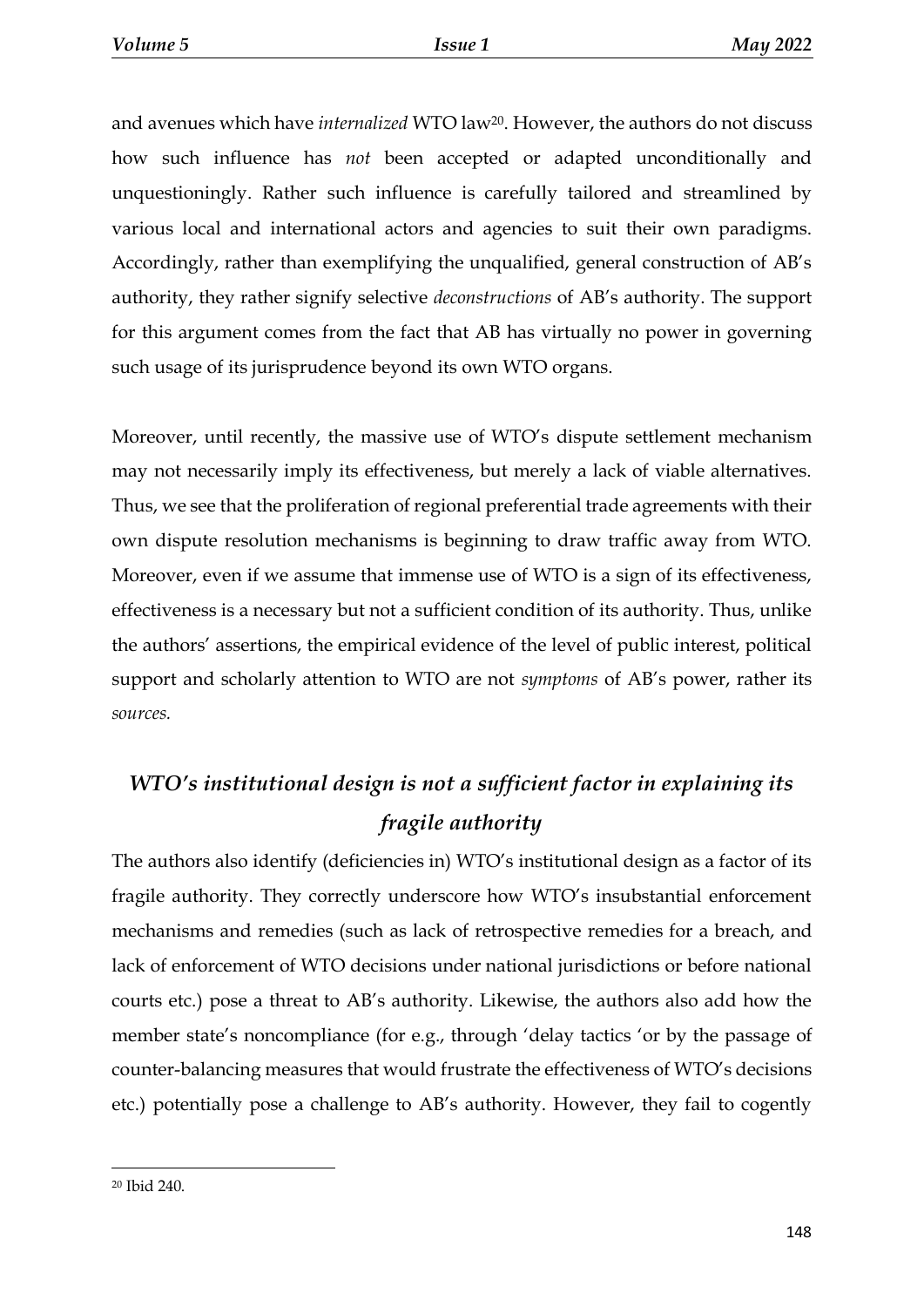and avenues which have *internalized* WTO law[20]. However, the authors do not discuss how such influence has *not* been accepted or adapted unconditionally and unquestioningly. Rather such influence is carefully tailored and streamlined by various local and international actors and agencies to suit their own paradigms. Accordingly, rather than exemplifying the unqualified, general construction of AB's authority, they rather signify selective *deconstructions* of AB's authority. The support for this argument comes from the fact that AB has virtually no power in governing such usage of its jurisprudence beyond its own WTO organs.

Moreover, until recently, the massive use of WTO's dispute settlement mechanism may not necessarily imply its effectiveness, but merely a lack of viable alternatives. Thus, we see that the proliferation of regional preferential trade agreements with their own dispute resolution mechanisms is beginning to draw traffic away from WTO. Moreover, even if we assume that immense use of WTO is a sign of its effectiveness, effectiveness is a necessary but not a sufficient condition of its authority. Thus, unlike the authors' assertions, the empirical evidence of the level of public interest, political support and scholarly attention to WTO are not *symptoms* of AB's power, rather its *sources.*

## *WTO's institutional design is not a sufficient factor in explaining its fragile authority*

The authors also identify (deficiencies in) WTO's institutional design as a factor of its fragile authority. They correctly underscore how WTO's insubstantial enforcement mechanisms and remedies (such as lack of retrospective remedies for a breach, and lack of enforcement of WTO decisions under national jurisdictions or before national courts etc.) pose a threat to AB's authority. Likewise, the authors also add how the member state's noncompliance (for e.g., through 'delay tactics 'or by the passage of counter-balancing measures that would frustrate the effectiveness of WTO's decisions etc.) potentially pose a challenge to AB's authority. However, they fail to cogently

[20] Ibid 240.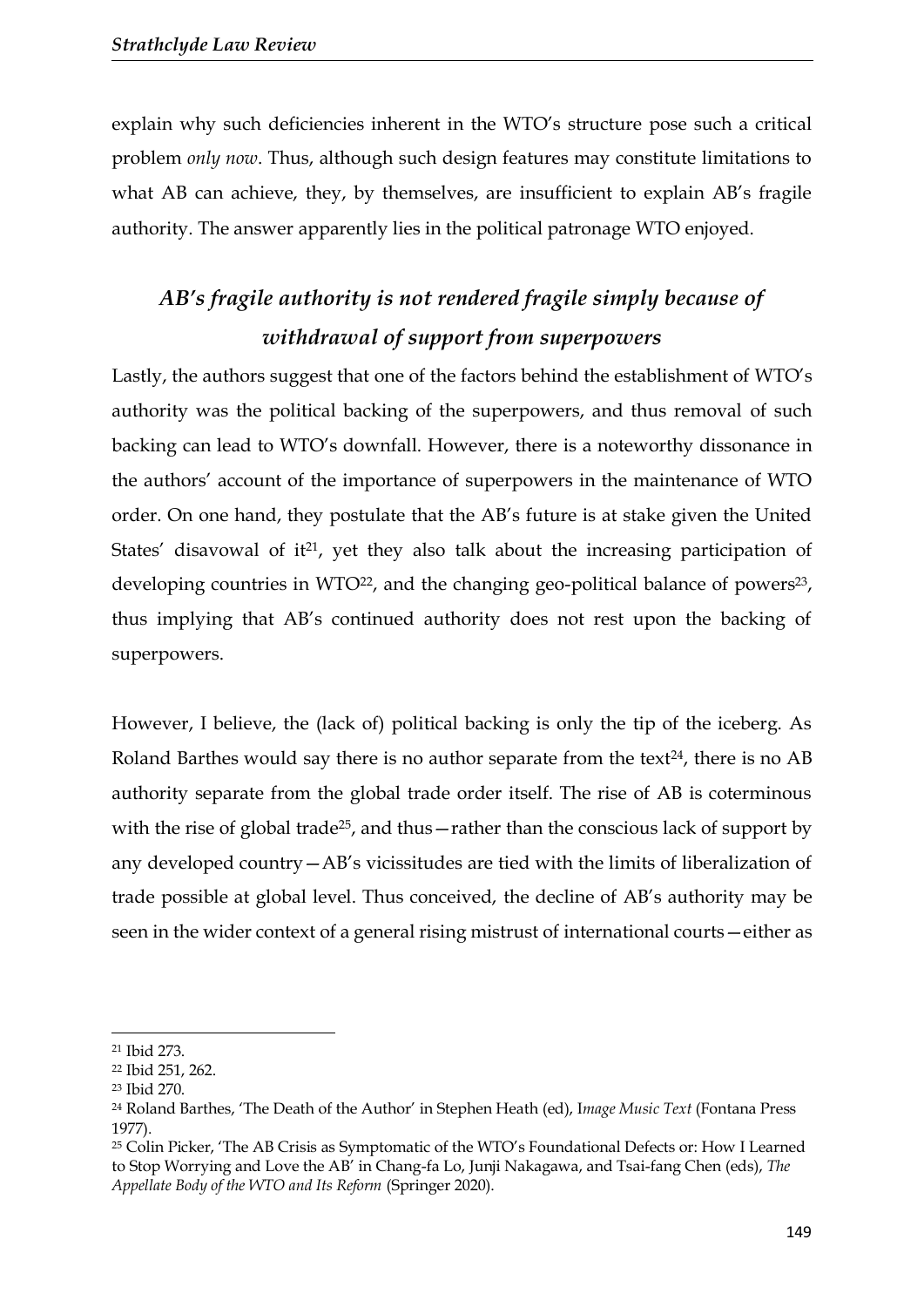explain why such deficiencies inherent in the WTO's structure pose such a critical problem *only now*. Thus, although such design features may constitute limitations to what AB can achieve, they, by themselves, are insufficient to explain AB's fragile authority. The answer apparently lies in the political patronage WTO enjoyed.

### *AB's fragile authority is not rendered fragile simply because of withdrawal of support from superpowers*

Lastly, the authors suggest that one of the factors behind the establishment of WTO's authority was the political backing of the superpowers, and thus removal of such backing can lead to WTO's downfall. However, there is a noteworthy dissonance in the authors' account of the importance of superpowers in the maintenance of WTO order. On one hand, they postulate that the AB's future is at stake given the United States' disavowal of it[21], yet they also talk about the increasing participation of developing countries in WTO[22], and the changing geo-political balance of powers[23], thus implying that AB's continued authority does not rest upon the backing of superpowers.

However, I believe, the (lack of) political backing is only the tip of the iceberg. As Roland Barthes would say there is no author separate from the text[24], there is no AB authority separate from the global trade order itself. The rise of AB is coterminous with the rise of global trade[25], and thus—rather than the conscious lack of support by any developed country—AB's vicissitudes are tied with the limits of liberalization of trade possible at global level. Thus conceived, the decline of AB's authority may be seen in the wider context of a general rising mistrust of international courts—either as

---

[21] Ibid 273.

[22] Ibid 251, 262.

[23] Ibid 270.

[24] Roland Barthes, 'The Death of the Author' in Stephen Heath (ed), I*mage Music Text* (Fontana Press 1977).

[25] Colin Picker, 'The AB Crisis as Symptomatic of the WTO's Foundational Defects or: How I Learned to Stop Worrying and Love the AB' in Chang-fa Lo, Junji Nakagawa, and Tsai-fang Chen (eds), *The Appellate Body of the WTO and Its Reform* (Springer 2020).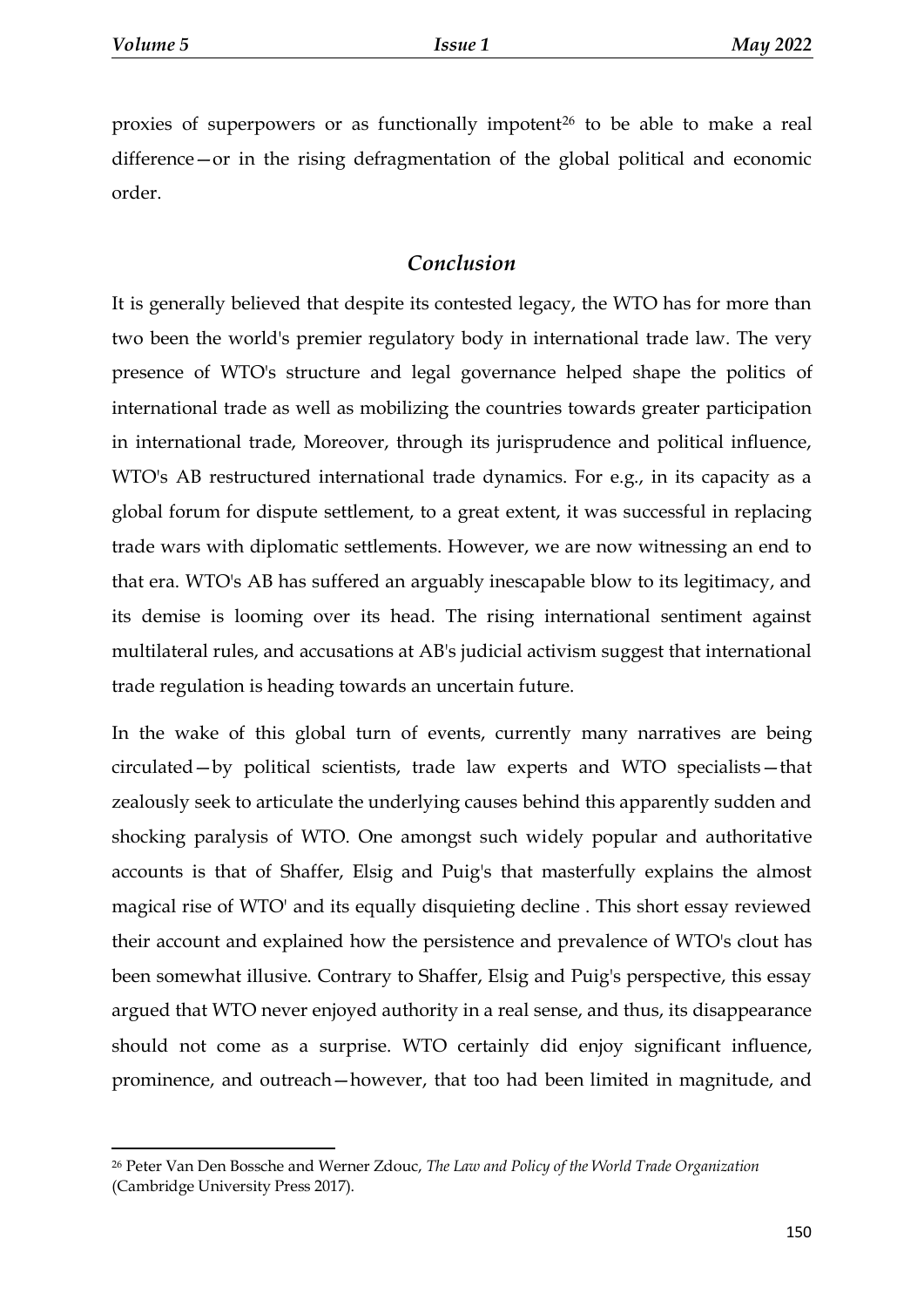proxies of superpowers or as functionally impotent[26] to be able to make a real difference—or in the rising defragmentation of the global political and economic order.

## *Conclusion*

It is generally believed that despite its contested legacy, the WTO has for more than two been the world's premier regulatory body in international trade law. The very presence of WTO's structure and legal governance helped shape the politics of international trade as well as mobilizing the countries towards greater participation in international trade, Moreover, through its jurisprudence and political influence, WTO's AB restructured international trade dynamics. For e.g., in its capacity as a global forum for dispute settlement, to a great extent, it was successful in replacing trade wars with diplomatic settlements. However, we are now witnessing an end to that era. WTO's AB has suffered an arguably inescapable blow to its legitimacy, and its demise is looming over its head. The rising international sentiment against multilateral rules, and accusations at AB's judicial activism suggest that international trade regulation is heading towards an uncertain future.

In the wake of this global turn of events, currently many narratives are being circulated—by political scientists, trade law experts and WTO specialists—that zealously seek to articulate the underlying causes behind this apparently sudden and shocking paralysis of WTO. One amongst such widely popular and authoritative accounts is that of Shaffer, Elsig and Puig's that masterfully explains the almost magical rise of WTO' and its equally disquieting decline . This short essay reviewed their account and explained how the persistence and prevalence of WTO's clout has been somewhat illusive. Contrary to Shaffer, Elsig and Puig's perspective, this essay argued that WTO never enjoyed authority in a real sense, and thus, its disappearance should not come as a surprise. WTO certainly did enjoy significant influence, prominence, and outreach—however, that too had been limited in magnitude, and

[26] Peter Van Den Bossche and Werner Zdouc, *The Law and Policy of the World Trade Organization* (Cambridge University Press 2017).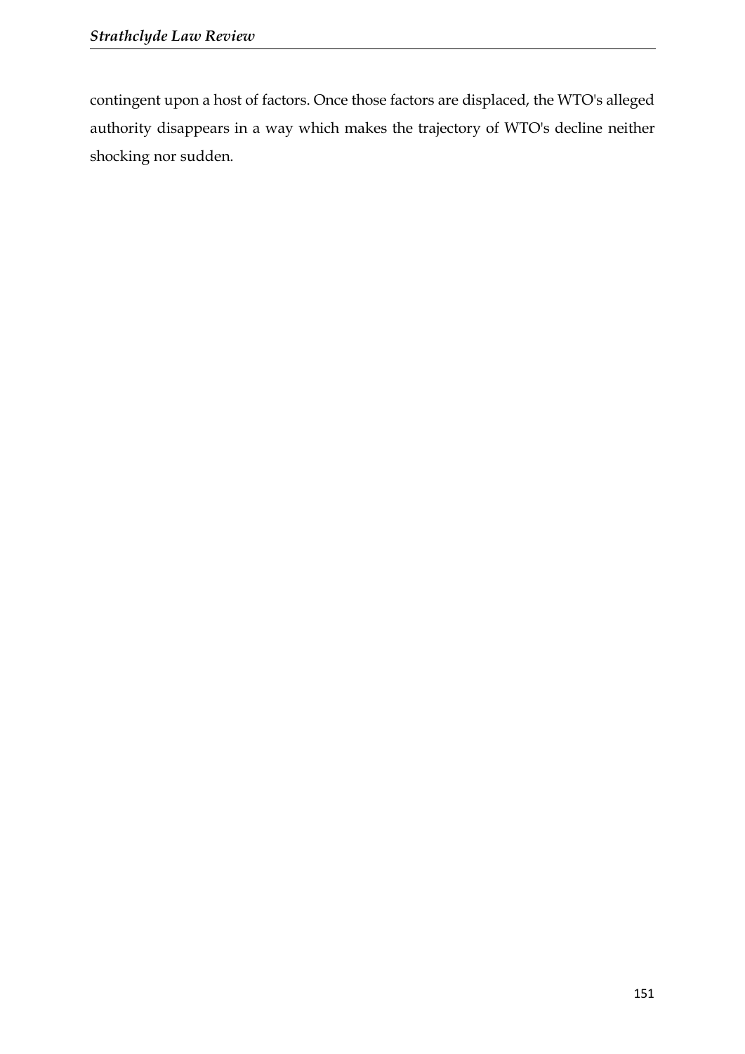contingent upon a host of factors. Once those factors are displaced, the WTO's alleged authority disappears in a way which makes the trajectory of WTO's decline neither shocking nor sudden.